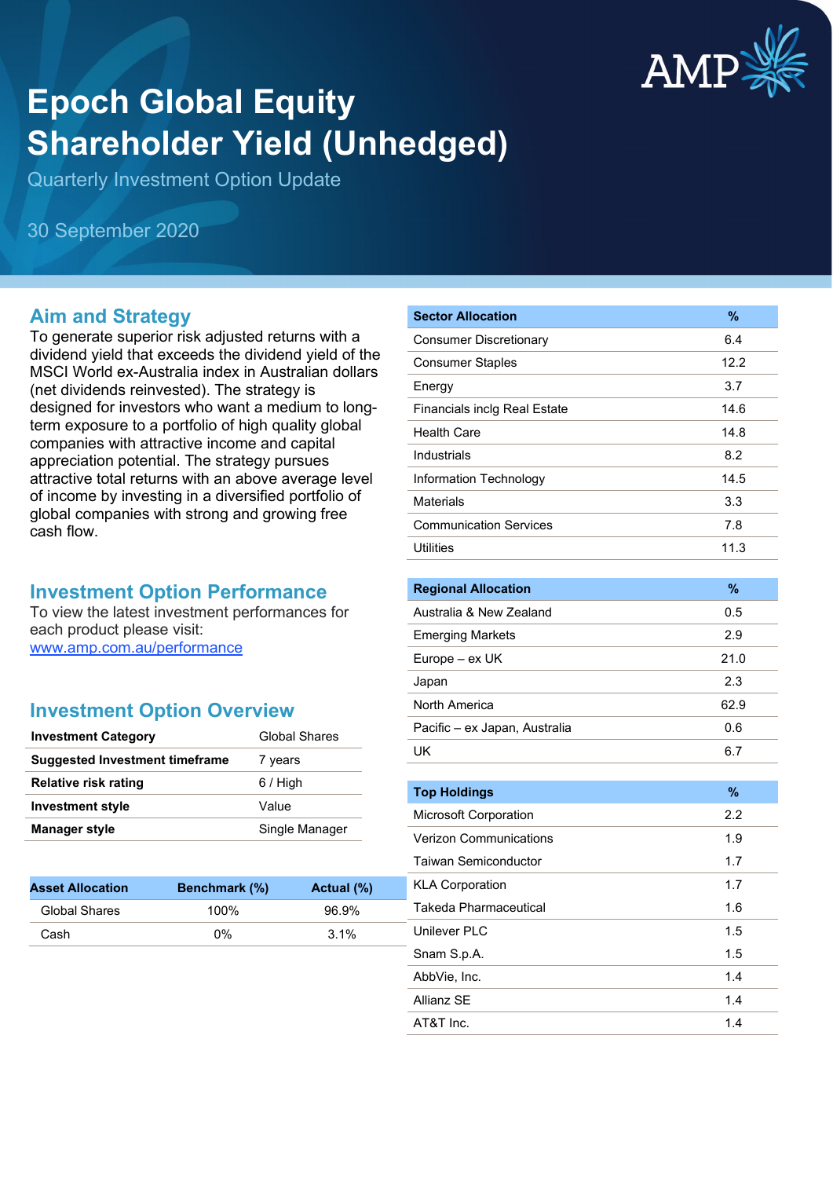# Epoch Global Equity Shareholder Yield (Unhedged)

Quarterly Investment Option Update

30 September 2020

## Aim and Strategy

To generate superior risk adjusted returns with a dividend yield that exceeds the dividend yield of the MSCI World ex-Australia index in Australian dollars (net dividends reinvested). The strategy is designed for investors who want a medium to long-term exposure to a portfolio of high quality global companies with attractive income and capital appreciation potential. The strategy pursues attractive total returns with an above average level of income by investing in a diversified portfolio of global companies with strong and growing free cash flow.

## Investment Option Performance

To view the latest investment performances for each product please visit:
[www.amp.com.au/performance](http://www.amp.com.au/performance)

## Investment Option Overview

| | |
|---|---|
| **Investment Category** | Global Shares |
| **Suggested Investment timeframe** | 7 years |
| **Relative risk rating** | 6 / High |
| **Investment style** | Value |
| **Manager style** | Single Manager |

| Asset Allocation | Benchmark (%) | Actual (%) |
|---|---|---|
| Global Shares | 100% | 96.9% |
| Cash | 0% | 3.1% |

| Sector Allocation | % |
|---|---|
| Consumer Discretionary | 6.4 |
| Consumer Staples | 12.2 |
| Energy | 3.7 |
| Financials inclg Real Estate | 14.6 |
| Health Care | 14.8 |
| Industrials | 8.2 |
| Information Technology | 14.5 |
| Materials | 3.3 |
| Communication Services | 7.8 |
| Utilities | 11.3 |

| Regional Allocation | % |
|---|---|
| Australia & New Zealand | 0.5 |
| Emerging Markets | 2.9 |
| Europe – ex UK | 21.0 |
| Japan | 2.3 |
| North America | 62.9 |
| Pacific – ex Japan, Australia | 0.6 |
| UK | 6.7 |

| Top Holdings | % |
|---|---|
| Microsoft Corporation | 2.2 |
| Verizon Communications | 1.9 |
| Taiwan Semiconductor | 1.7 |
| KLA Corporation | 1.7 |
| Takeda Pharmaceutical | 1.6 |
| Unilever PLC | 1.5 |
| Snam S.p.A. | 1.5 |
| AbbVie, Inc. | 1.4 |
| Allianz SE | 1.4 |
| AT&T Inc. | 1.4 |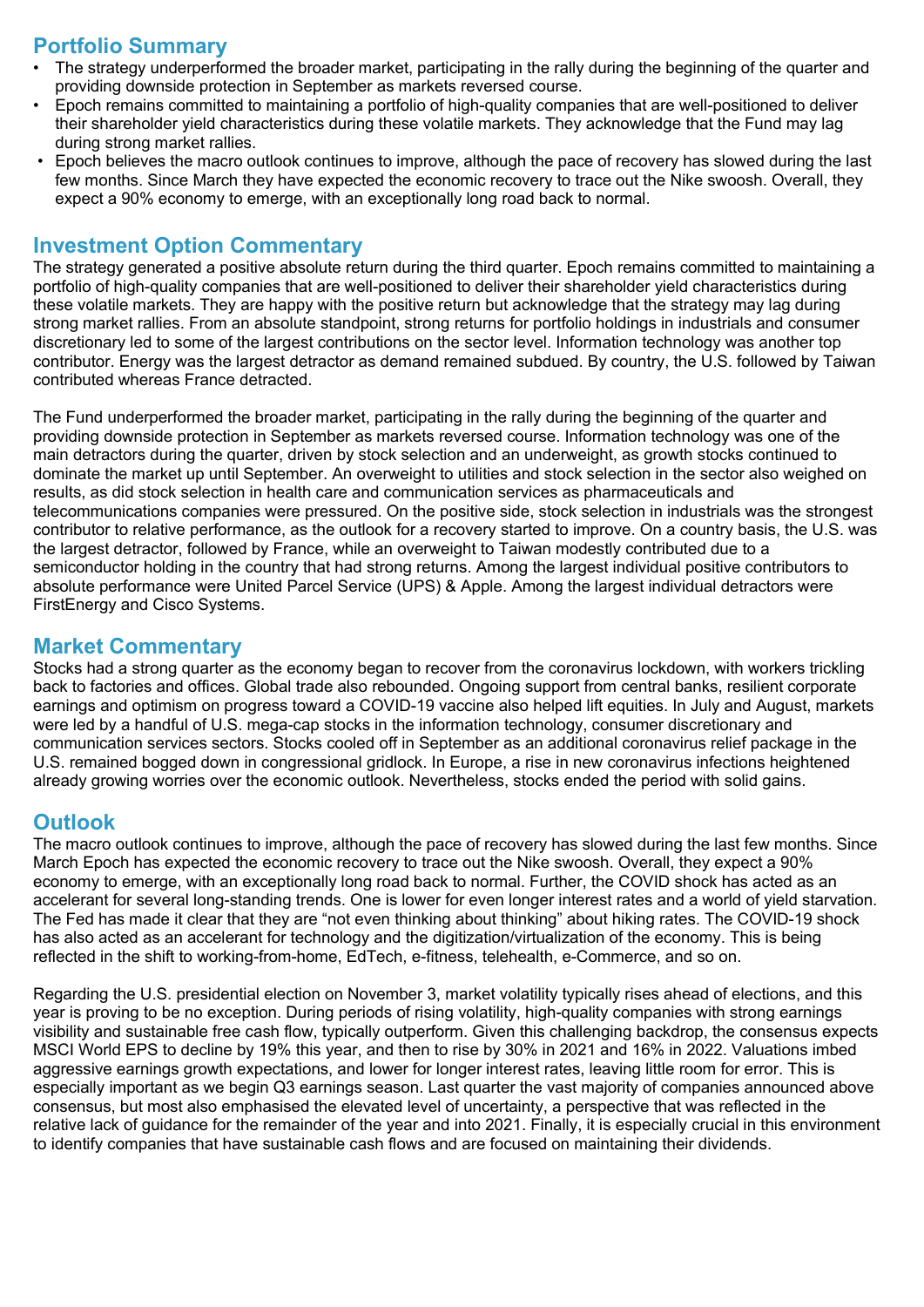## Portfolio Summary

- The strategy underperformed the broader market, participating in the rally during the beginning of the quarter and providing downside protection in September as markets reversed course.
- Epoch remains committed to maintaining a portfolio of high-quality companies that are well-positioned to deliver their shareholder yield characteristics during these volatile markets. They acknowledge that the Fund may lag during strong market rallies.
- Epoch believes the macro outlook continues to improve, although the pace of recovery has slowed during the last few months. Since March they have expected the economic recovery to trace out the Nike swoosh. Overall, they expect a 90% economy to emerge, with an exceptionally long road back to normal.

## Investment Option Commentary

The strategy generated a positive absolute return during the third quarter. Epoch remains committed to maintaining a portfolio of high-quality companies that are well-positioned to deliver their shareholder yield characteristics during these volatile markets. They are happy with the positive return but acknowledge that the strategy may lag during strong market rallies. From an absolute standpoint, strong returns for portfolio holdings in industrials and consumer discretionary led to some of the largest contributions on the sector level. Information technology was another top contributor. Energy was the largest detractor as demand remained subdued. By country, the U.S. followed by Taiwan contributed whereas France detracted.

The Fund underperformed the broader market, participating in the rally during the beginning of the quarter and providing downside protection in September as markets reversed course. Information technology was one of the main detractors during the quarter, driven by stock selection and an underweight, as growth stocks continued to dominate the market up until September. An overweight to utilities and stock selection in the sector also weighed on results, as did stock selection in health care and communication services as pharmaceuticals and telecommunications companies were pressured. On the positive side, stock selection in industrials was the strongest contributor to relative performance, as the outlook for a recovery started to improve. On a country basis, the U.S. was the largest detractor, followed by France, while an overweight to Taiwan modestly contributed due to a semiconductor holding in the country that had strong returns. Among the largest individual positive contributors to absolute performance were United Parcel Service (UPS) & Apple. Among the largest individual detractors were FirstEnergy and Cisco Systems.

## Market Commentary

Stocks had a strong quarter as the economy began to recover from the coronavirus lockdown, with workers trickling back to factories and offices. Global trade also rebounded. Ongoing support from central banks, resilient corporate earnings and optimism on progress toward a COVID-19 vaccine also helped lift equities. In July and August, markets were led by a handful of U.S. mega-cap stocks in the information technology, consumer discretionary and communication services sectors. Stocks cooled off in September as an additional coronavirus relief package in the U.S. remained bogged down in congressional gridlock. In Europe, a rise in new coronavirus infections heightened already growing worries over the economic outlook. Nevertheless, stocks ended the period with solid gains.

## Outlook

The macro outlook continues to improve, although the pace of recovery has slowed during the last few months. Since March Epoch has expected the economic recovery to trace out the Nike swoosh. Overall, they expect a 90% economy to emerge, with an exceptionally long road back to normal. Further, the COVID shock has acted as an accelerant for several long-standing trends. One is lower for even longer interest rates and a world of yield starvation. The Fed has made it clear that they are "not even thinking about thinking" about hiking rates. The COVID-19 shock has also acted as an accelerant for technology and the digitization/virtualization of the economy. This is being reflected in the shift to working-from-home, EdTech, e-fitness, telehealth, e-Commerce, and so on.

Regarding the U.S. presidential election on November 3, market volatility typically rises ahead of elections, and this year is proving to be no exception. During periods of rising volatility, high-quality companies with strong earnings visibility and sustainable free cash flow, typically outperform. Given this challenging backdrop, the consensus expects MSCI World EPS to decline by 19% this year, and then to rise by 30% in 2021 and 16% in 2022. Valuations imbed aggressive earnings growth expectations, and lower for longer interest rates, leaving little room for error. This is especially important as we begin Q3 earnings season. Last quarter the vast majority of companies announced above consensus, but most also emphasised the elevated level of uncertainty, a perspective that was reflected in the relative lack of guidance for the remainder of the year and into 2021. Finally, it is especially crucial in this environment to identify companies that have sustainable cash flows and are focused on maintaining their dividends.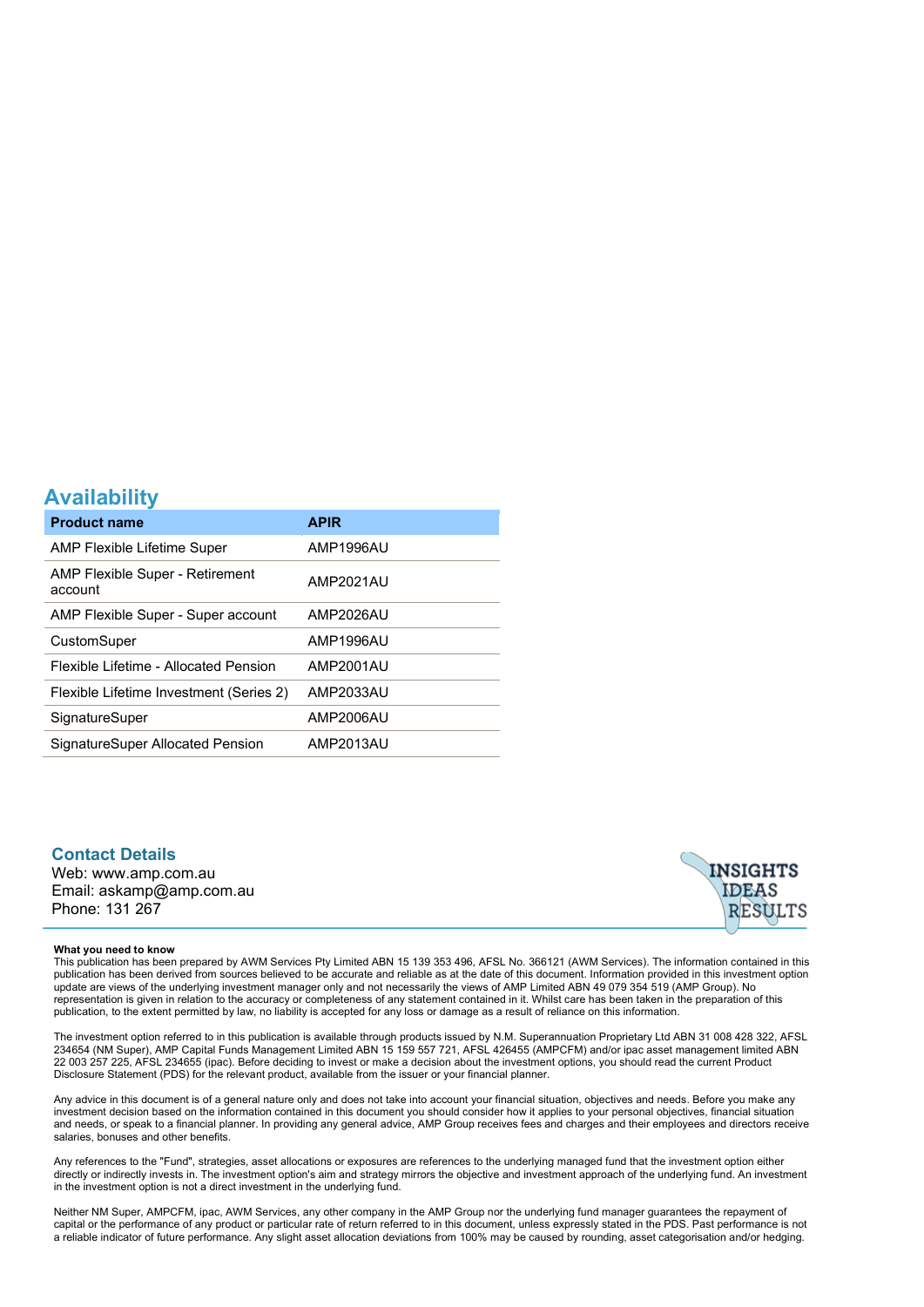## Availability

| Product name | APIR |
|---|---|
| AMP Flexible Lifetime Super | AMP1996AU |
| AMP Flexible Super - Retirement account | AMP2021AU |
| AMP Flexible Super - Super account | AMP2026AU |
| CustomSuper | AMP1996AU |
| Flexible Lifetime - Allocated Pension | AMP2001AU |
| Flexible Lifetime Investment (Series 2) | AMP2033AU |
| SignatureSuper | AMP2006AU |
| SignatureSuper Allocated Pension | AMP2013AU |

### Contact Details

Web: www.amp.com.au
Email: askamp@amp.com.au
Phone: 131 267

INSIGHTS
IDEAS
RESULTS

**What you need to know**

This publication has been prepared by AWM Services Pty Limited ABN 15 139 353 496, AFSL No. 366121 (AWM Services). The information contained in this publication has been derived from sources believed to be accurate and reliable as at the date of this document. Information provided in this investment option update are views of the underlying investment manager only and not necessarily the views of AMP Limited ABN 49 079 354 519 (AMP Group). No representation is given in relation to the accuracy or completeness of any statement contained in it. Whilst care has been taken in the preparation of this publication, to the extent permitted by law, no liability is accepted for any loss or damage as a result of reliance on this information.

The investment option referred to in this publication is available through products issued by N.M. Superannuation Proprietary Ltd ABN 31 008 428 322, AFSL 234654 (NM Super), AMP Capital Funds Management Limited ABN 15 159 557 721, AFSL 426455 (AMPCFM) and/or ipac asset management limited ABN 22 003 257 225, AFSL 234655 (ipac). Before deciding to invest or make a decision about the investment options, you should read the current Product Disclosure Statement (PDS) for the relevant product, available from the issuer or your financial planner.

Any advice in this document is of a general nature only and does not take into account your financial situation, objectives and needs. Before you make any investment decision based on the information contained in this document you should consider how it applies to your personal objectives, financial situation and needs, or speak to a financial planner. In providing any general advice, AMP Group receives fees and charges and their employees and directors receive salaries, bonuses and other benefits.

Any references to the "Fund", strategies, asset allocations or exposures are references to the underlying managed fund that the investment option either directly or indirectly invests in. The investment option's aim and strategy mirrors the objective and investment approach of the underlying fund. An investment in the investment option is not a direct investment in the underlying fund.

Neither NM Super, AMPCFM, ipac, AWM Services, any other company in the AMP Group nor the underlying fund manager guarantees the repayment of capital or the performance of any product or particular rate of return referred to in this document, unless expressly stated in the PDS. Past performance is not a reliable indicator of future performance. Any slight asset allocation deviations from 100% may be caused by rounding, asset categorisation and/or hedging.